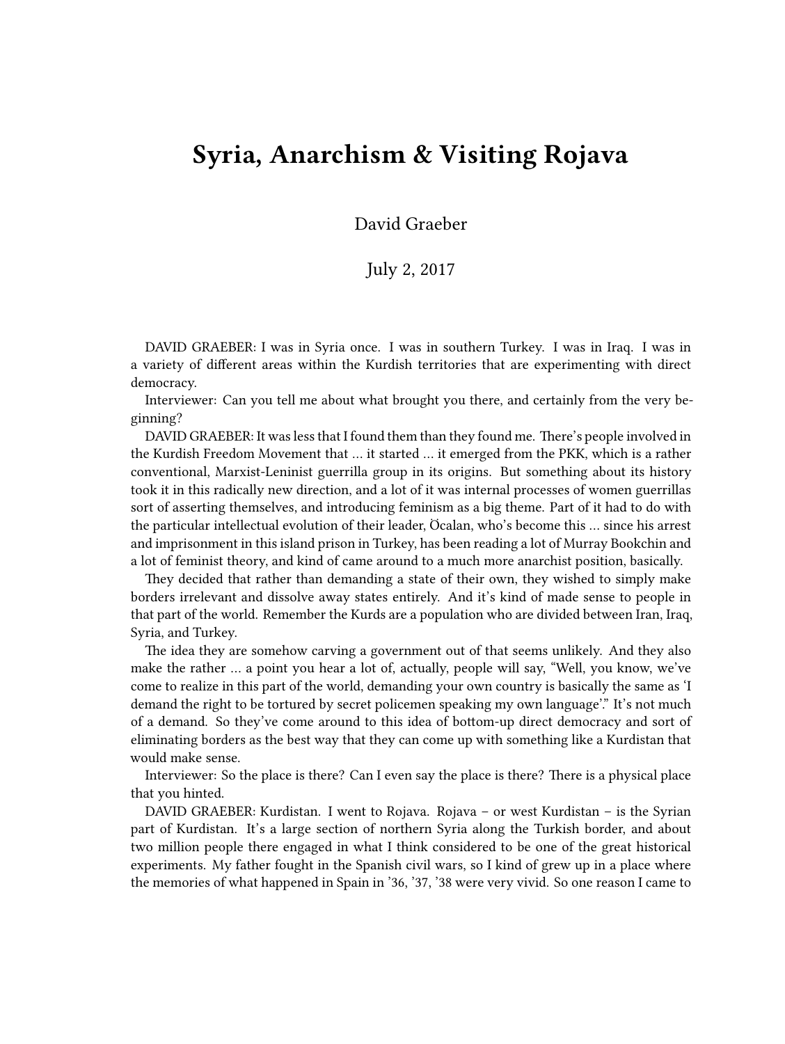# Syria, Anarchism & Visiting Rojava

David Graeber

July 2, 2017

DAVID GRAEBER: I was in Syria once. I was in southern Turkey. I was in Iraq. I was in a variety of different areas within the Kurdish territories that are experimenting with direct democracy.

Interviewer: Can you tell me about what brought you there, and certainly from the very beginning?

DAVID GRAEBER: It was less that I found them than they found me. There's people involved in the Kurdish Freedom Movement that … it started … it emerged from the PKK, which is a rather conventional, Marxist-Leninist guerrilla group in its origins. But something about its history took it in this radically new direction, and a lot of it was internal processes of women guerrillas sort of asserting themselves, and introducing feminism as a big theme. Part of it had to do with the particular intellectual evolution of their leader, Öcalan, who's become this … since his arrest and imprisonment in this island prison in Turkey, has been reading a lot of Murray Bookchin and a lot of feminist theory, and kind of came around to a much more anarchist position, basically.

They decided that rather than demanding a state of their own, they wished to simply make borders irrelevant and dissolve away states entirely. And it's kind of made sense to people in that part of the world. Remember the Kurds are a population who are divided between Iran, Iraq, Syria, and Turkey.

The idea they are somehow carving a government out of that seems unlikely. And they also make the rather … a point you hear a lot of, actually, people will say, "Well, you know, we've come to realize in this part of the world, demanding your own country is basically the same as 'I demand the right to be tortured by secret policemen speaking my own language'." It's not much of a demand. So they've come around to this idea of bottom-up direct democracy and sort of eliminating borders as the best way that they can come up with something like a Kurdistan that would make sense.

Interviewer: So the place is there? Can I even say the place is there? There is a physical place that you hinted.

DAVID GRAEBER: Kurdistan. I went to Rojava. Rojava – or west Kurdistan – is the Syrian part of Kurdistan. It's a large section of northern Syria along the Turkish border, and about two million people there engaged in what I think considered to be one of the great historical experiments. My father fought in the Spanish civil wars, so I kind of grew up in a place where the memories of what happened in Spain in '36, '37, '38 were very vivid. So one reason I came to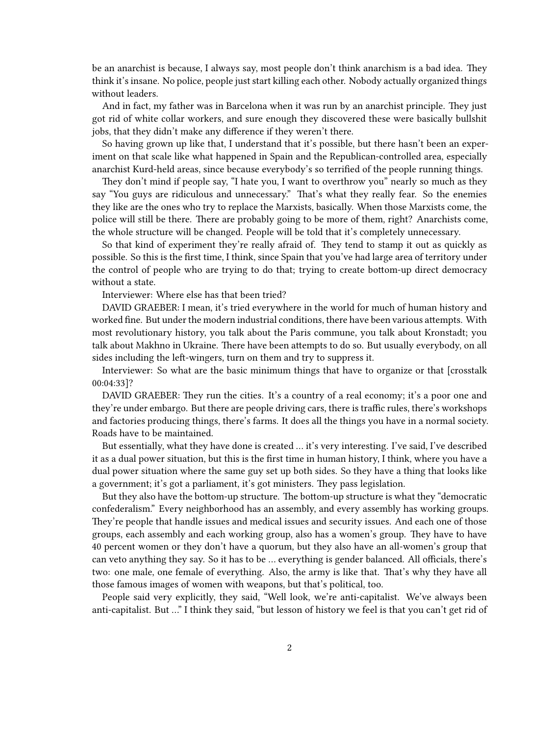be an anarchist is because, I always say, most people don't think anarchism is a bad idea. They think it's insane. No police, people just start killing each other. Nobody actually organized things without leaders.

And in fact, my father was in Barcelona when it was run by an anarchist principle. They just got rid of white collar workers, and sure enough they discovered these were basically bullshit jobs, that they didn't make any difference if they weren't there.

So having grown up like that, I understand that it's possible, but there hasn't been an experiment on that scale like what happened in Spain and the Republican-controlled area, especially anarchist Kurd-held areas, since because everybody's so terrified of the people running things.

They don't mind if people say, "I hate you, I want to overthrow you" nearly so much as they say "You guys are ridiculous and unnecessary." That's what they really fear. So the enemies they like are the ones who try to replace the Marxists, basically. When those Marxists come, the police will still be there. There are probably going to be more of them, right? Anarchists come, the whole structure will be changed. People will be told that it's completely unnecessary.

So that kind of experiment they're really afraid of. They tend to stamp it out as quickly as possible. So this is the first time, I think, since Spain that you've had large area of territory under the control of people who are trying to do that; trying to create bottom-up direct democracy without a state.

Interviewer: Where else has that been tried?

DAVID GRAEBER: I mean, it's tried everywhere in the world for much of human history and worked fine. But under the modern industrial conditions, there have been various attempts. With most revolutionary history, you talk about the Paris commune, you talk about Kronstadt; you talk about Makhno in Ukraine. There have been attempts to do so. But usually everybody, on all sides including the left-wingers, turn on them and try to suppress it.

Interviewer: So what are the basic minimum things that have to organize or that [crosstalk 00:04:33]?

DAVID GRAEBER: They run the cities. It's a country of a real economy; it's a poor one and they're under embargo. But there are people driving cars, there is traffic rules, there's workshops and factories producing things, there's farms. It does all the things you have in a normal society. Roads have to be maintained.

But essentially, what they have done is created … it's very interesting. I've said, I've described it as a dual power situation, but this is the first time in human history, I think, where you have a dual power situation where the same guy set up both sides. So they have a thing that looks like a government; it's got a parliament, it's got ministers. They pass legislation.

But they also have the bottom-up structure. The bottom-up structure is what they "democratic confederalism." Every neighborhood has an assembly, and every assembly has working groups. They're people that handle issues and medical issues and security issues. And each one of those groups, each assembly and each working group, also has a women's group. They have to have 40 percent women or they don't have a quorum, but they also have an all-women's group that can veto anything they say. So it has to be … everything is gender balanced. All officials, there's two: one male, one female of everything. Also, the army is like that. That's why they have all those famous images of women with weapons, but that's political, too.

People said very explicitly, they said, "Well look, we're anti-capitalist. We've always been anti-capitalist. But …" I think they said, "but lesson of history we feel is that you can't get rid of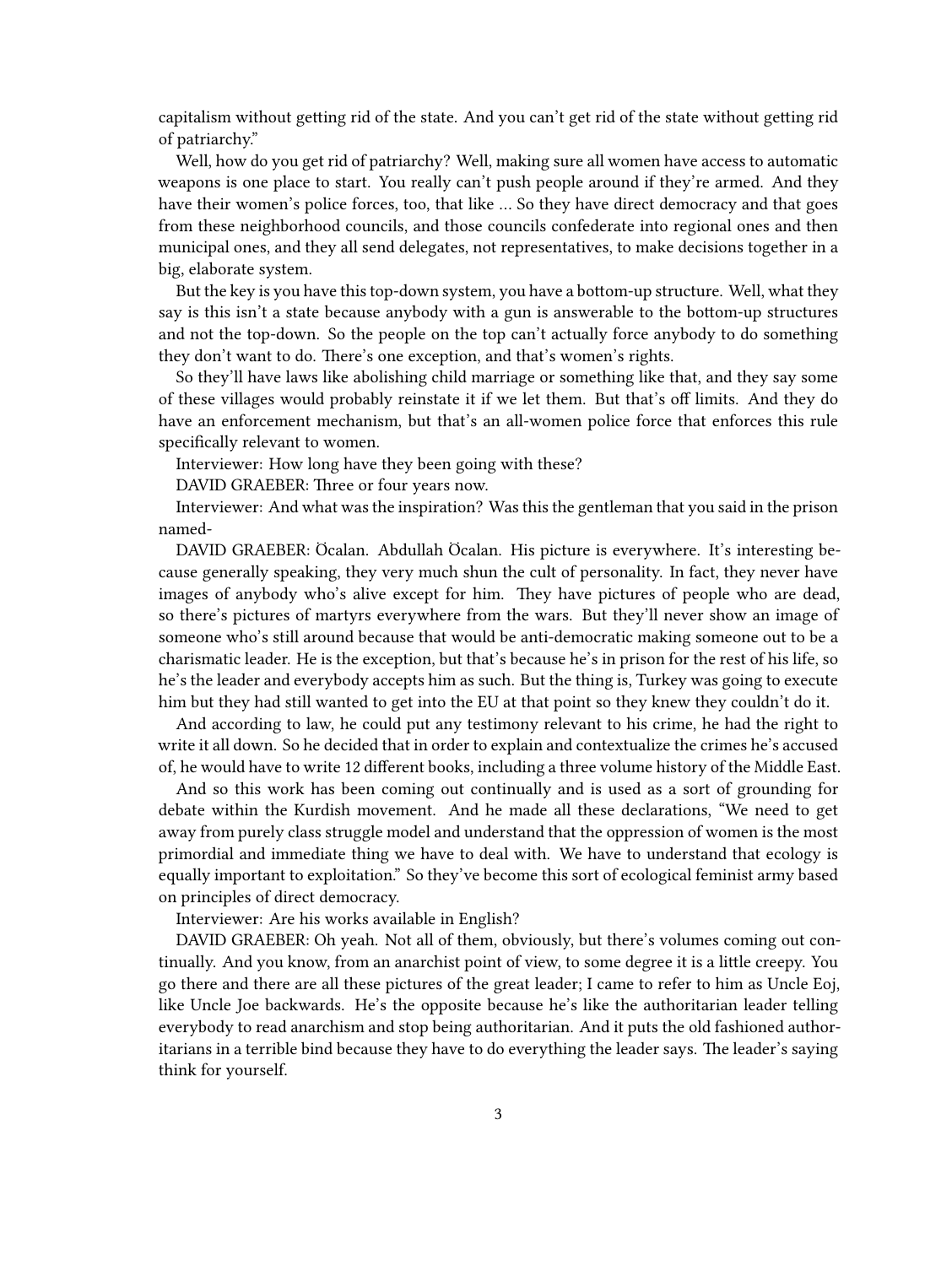capitalism without getting rid of the state. And you can't get rid of the state without getting rid of patriarchy."

Well, how do you get rid of patriarchy? Well, making sure all women have access to automatic weapons is one place to start. You really can't push people around if they're armed. And they have their women's police forces, too, that like … So they have direct democracy and that goes from these neighborhood councils, and those councils confederate into regional ones and then municipal ones, and they all send delegates, not representatives, to make decisions together in a big, elaborate system.

But the key is you have this top-down system, you have a bottom-up structure. Well, what they say is this isn't a state because anybody with a gun is answerable to the bottom-up structures and not the top-down. So the people on the top can't actually force anybody to do something they don't want to do. There's one exception, and that's women's rights.

So they'll have laws like abolishing child marriage or something like that, and they say some of these villages would probably reinstate it if we let them. But that's off limits. And they do have an enforcement mechanism, but that's an all-women police force that enforces this rule specifically relevant to women.

Interviewer: How long have they been going with these?

DAVID GRAEBER: Three or four years now.

Interviewer: And what was the inspiration? Was this the gentleman that you said in the prison named-

DAVID GRAEBER: Öcalan. Abdullah Öcalan. His picture is everywhere. It's interesting because generally speaking, they very much shun the cult of personality. In fact, they never have images of anybody who's alive except for him. They have pictures of people who are dead, so there's pictures of martyrs everywhere from the wars. But they'll never show an image of someone who's still around because that would be anti-democratic making someone out to be a charismatic leader. He is the exception, but that's because he's in prison for the rest of his life, so he's the leader and everybody accepts him as such. But the thing is, Turkey was going to execute him but they had still wanted to get into the EU at that point so they knew they couldn't do it.

And according to law, he could put any testimony relevant to his crime, he had the right to write it all down. So he decided that in order to explain and contextualize the crimes he's accused of, he would have to write 12 different books, including a three volume history of the Middle East.

And so this work has been coming out continually and is used as a sort of grounding for debate within the Kurdish movement. And he made all these declarations, "We need to get away from purely class struggle model and understand that the oppression of women is the most primordial and immediate thing we have to deal with. We have to understand that ecology is equally important to exploitation." So they've become this sort of ecological feminist army based on principles of direct democracy.

Interviewer: Are his works available in English?

DAVID GRAEBER: Oh yeah. Not all of them, obviously, but there's volumes coming out continually. And you know, from an anarchist point of view, to some degree it is a little creepy. You go there and there are all these pictures of the great leader; I came to refer to him as Uncle Eoj, like Uncle Joe backwards. He's the opposite because he's like the authoritarian leader telling everybody to read anarchism and stop being authoritarian. And it puts the old fashioned authoritarians in a terrible bind because they have to do everything the leader says. The leader's saying think for yourself.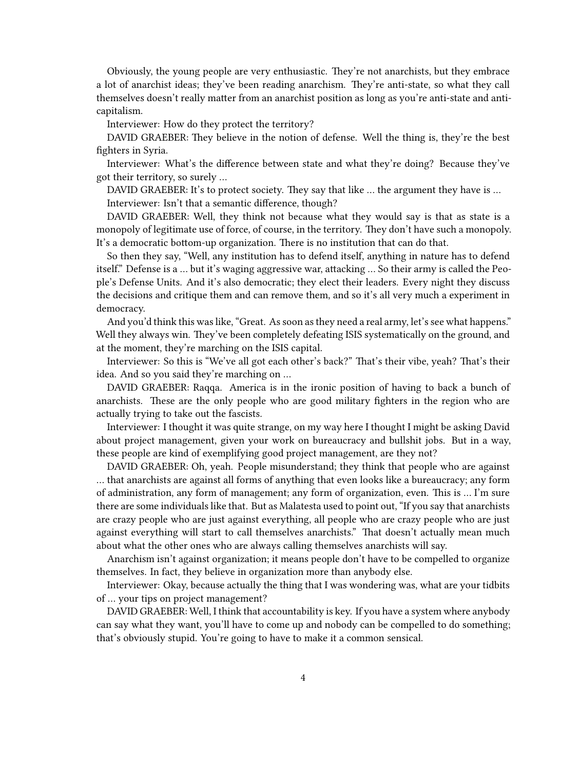Obviously, the young people are very enthusiastic. They're not anarchists, but they embrace a lot of anarchist ideas; they've been reading anarchism. They're anti-state, so what they call themselves doesn't really matter from an anarchist position as long as you're anti-state and anti-capitalism.

Interviewer: How do they protect the territory?

DAVID GRAEBER: They believe in the notion of defense. Well the thing is, they're the best fighters in Syria.

Interviewer: What's the difference between state and what they're doing? Because they've got their territory, so surely …

DAVID GRAEBER: It's to protect society. They say that like … the argument they have is …

Interviewer: Isn't that a semantic difference, though?

DAVID GRAEBER: Well, they think not because what they would say is that as state is a monopoly of legitimate use of force, of course, in the territory. They don't have such a monopoly. It's a democratic bottom-up organization. There is no institution that can do that.

So then they say, "Well, any institution has to defend itself, anything in nature has to defend itself." Defense is a … but it's waging aggressive war, attacking … So their army is called the People's Defense Units. And it's also democratic; they elect their leaders. Every night they discuss the decisions and critique them and can remove them, and so it's all very much a experiment in democracy.

And you'd think this was like, "Great. As soon as they need a real army, let's see what happens." Well they always win. They've been completely defeating ISIS systematically on the ground, and at the moment, they're marching on the ISIS capital.

Interviewer: So this is "We've all got each other's back?" That's their vibe, yeah? That's their idea. And so you said they're marching on …

DAVID GRAEBER: Raqqa. America is in the ironic position of having to back a bunch of anarchists. These are the only people who are good military fighters in the region who are actually trying to take out the fascists.

Interviewer: I thought it was quite strange, on my way here I thought I might be asking David about project management, given your work on bureaucracy and bullshit jobs. But in a way, these people are kind of exemplifying good project management, are they not?

DAVID GRAEBER: Oh, yeah. People misunderstand; they think that people who are against … that anarchists are against all forms of anything that even looks like a bureaucracy; any form of administration, any form of management; any form of organization, even. This is … I'm sure there are some individuals like that. But as Malatesta used to point out, "If you say that anarchists are crazy people who are just against everything, all people who are crazy people who are just against everything will start to call themselves anarchists." That doesn't actually mean much about what the other ones who are always calling themselves anarchists will say.

Anarchism isn't against organization; it means people don't have to be compelled to organize themselves. In fact, they believe in organization more than anybody else.

Interviewer: Okay, because actually the thing that I was wondering was, what are your tidbits of … your tips on project management?

DAVID GRAEBER: Well, I think that accountability is key. If you have a system where anybody can say what they want, you'll have to come up and nobody can be compelled to do something; that's obviously stupid. You're going to have to make it a common sensical.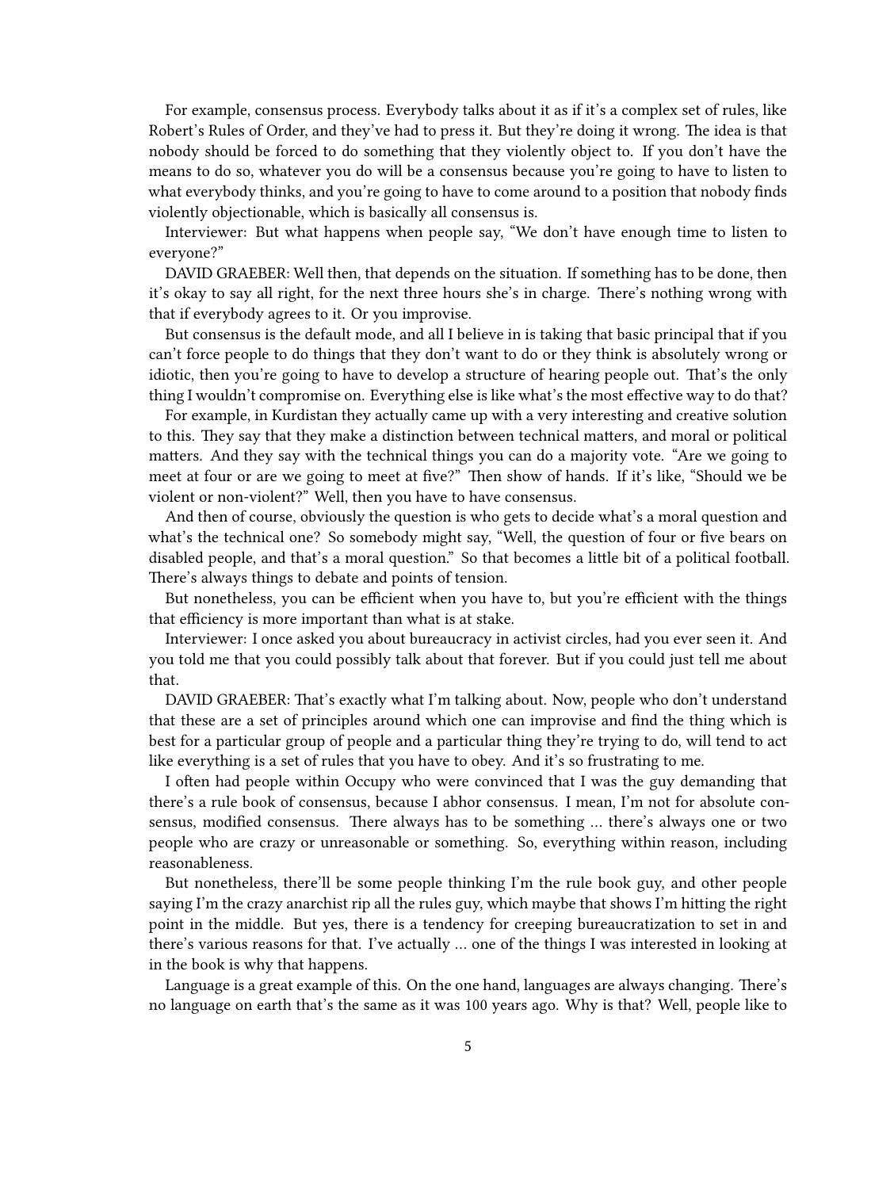For example, consensus process. Everybody talks about it as if it's a complex set of rules, like Robert's Rules of Order, and they've had to press it. But they're doing it wrong. The idea is that nobody should be forced to do something that they violently object to. If you don't have the means to do so, whatever you do will be a consensus because you're going to have to listen to what everybody thinks, and you're going to have to come around to a position that nobody finds violently objectionable, which is basically all consensus is.

Interviewer: But what happens when people say, "We don't have enough time to listen to everyone?"

DAVID GRAEBER: Well then, that depends on the situation. If something has to be done, then it's okay to say all right, for the next three hours she's in charge. There's nothing wrong with that if everybody agrees to it. Or you improvise.

But consensus is the default mode, and all I believe in is taking that basic principal that if you can't force people to do things that they don't want to do or they think is absolutely wrong or idiotic, then you're going to have to develop a structure of hearing people out. That's the only thing I wouldn't compromise on. Everything else is like what's the most effective way to do that?

For example, in Kurdistan they actually came up with a very interesting and creative solution to this. They say that they make a distinction between technical matters, and moral or political matters. And they say with the technical things you can do a majority vote. "Are we going to meet at four or are we going to meet at five?" Then show of hands. If it's like, "Should we be violent or non-violent?" Well, then you have to have consensus.

And then of course, obviously the question is who gets to decide what's a moral question and what's the technical one? So somebody might say, "Well, the question of four or five bears on disabled people, and that's a moral question." So that becomes a little bit of a political football. There's always things to debate and points of tension.

But nonetheless, you can be efficient when you have to, but you're efficient with the things that efficiency is more important than what is at stake.

Interviewer: I once asked you about bureaucracy in activist circles, had you ever seen it. And you told me that you could possibly talk about that forever. But if you could just tell me about that.

DAVID GRAEBER: That's exactly what I'm talking about. Now, people who don't understand that these are a set of principles around which one can improvise and find the thing which is best for a particular group of people and a particular thing they're trying to do, will tend to act like everything is a set of rules that you have to obey. And it's so frustrating to me.

I often had people within Occupy who were convinced that I was the guy demanding that there's a rule book of consensus, because I abhor consensus. I mean, I'm not for absolute consensus, modified consensus. There always has to be something … there's always one or two people who are crazy or unreasonable or something. So, everything within reason, including reasonableness.

But nonetheless, there'll be some people thinking I'm the rule book guy, and other people saying I'm the crazy anarchist rip all the rules guy, which maybe that shows I'm hitting the right point in the middle. But yes, there is a tendency for creeping bureaucratization to set in and there's various reasons for that. I've actually … one of the things I was interested in looking at in the book is why that happens.

Language is a great example of this. On the one hand, languages are always changing. There's no language on earth that's the same as it was 100 years ago. Why is that? Well, people like to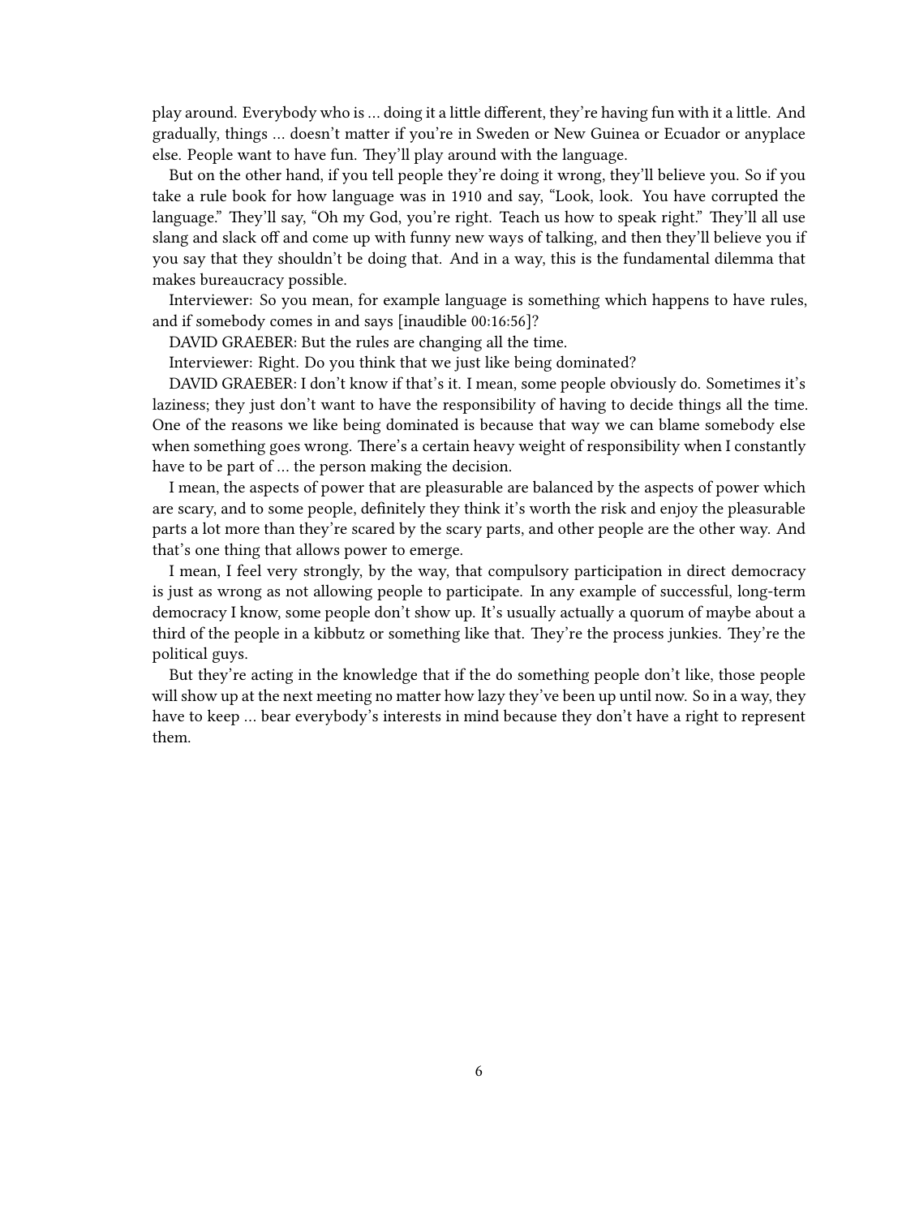play around. Everybody who is … doing it a little different, they're having fun with it a little. And gradually, things … doesn't matter if you're in Sweden or New Guinea or Ecuador or anyplace else. People want to have fun. They'll play around with the language.

But on the other hand, if you tell people they're doing it wrong, they'll believe you. So if you take a rule book for how language was in 1910 and say, "Look, look. You have corrupted the language." They'll say, "Oh my God, you're right. Teach us how to speak right." They'll all use slang and slack off and come up with funny new ways of talking, and then they'll believe you if you say that they shouldn't be doing that. And in a way, this is the fundamental dilemma that makes bureaucracy possible.

Interviewer: So you mean, for example language is something which happens to have rules, and if somebody comes in and says [inaudible 00:16:56]?

DAVID GRAEBER: But the rules are changing all the time.

Interviewer: Right. Do you think that we just like being dominated?

DAVID GRAEBER: I don't know if that's it. I mean, some people obviously do. Sometimes it's laziness; they just don't want to have the responsibility of having to decide things all the time. One of the reasons we like being dominated is because that way we can blame somebody else when something goes wrong. There's a certain heavy weight of responsibility when I constantly have to be part of … the person making the decision.

I mean, the aspects of power that are pleasurable are balanced by the aspects of power which are scary, and to some people, definitely they think it's worth the risk and enjoy the pleasurable parts a lot more than they're scared by the scary parts, and other people are the other way. And that's one thing that allows power to emerge.

I mean, I feel very strongly, by the way, that compulsory participation in direct democracy is just as wrong as not allowing people to participate. In any example of successful, long-term democracy I know, some people don't show up. It's usually actually a quorum of maybe about a third of the people in a kibbutz or something like that. They're the process junkies. They're the political guys.

But they're acting in the knowledge that if the do something people don't like, those people will show up at the next meeting no matter how lazy they've been up until now. So in a way, they have to keep … bear everybody's interests in mind because they don't have a right to represent them.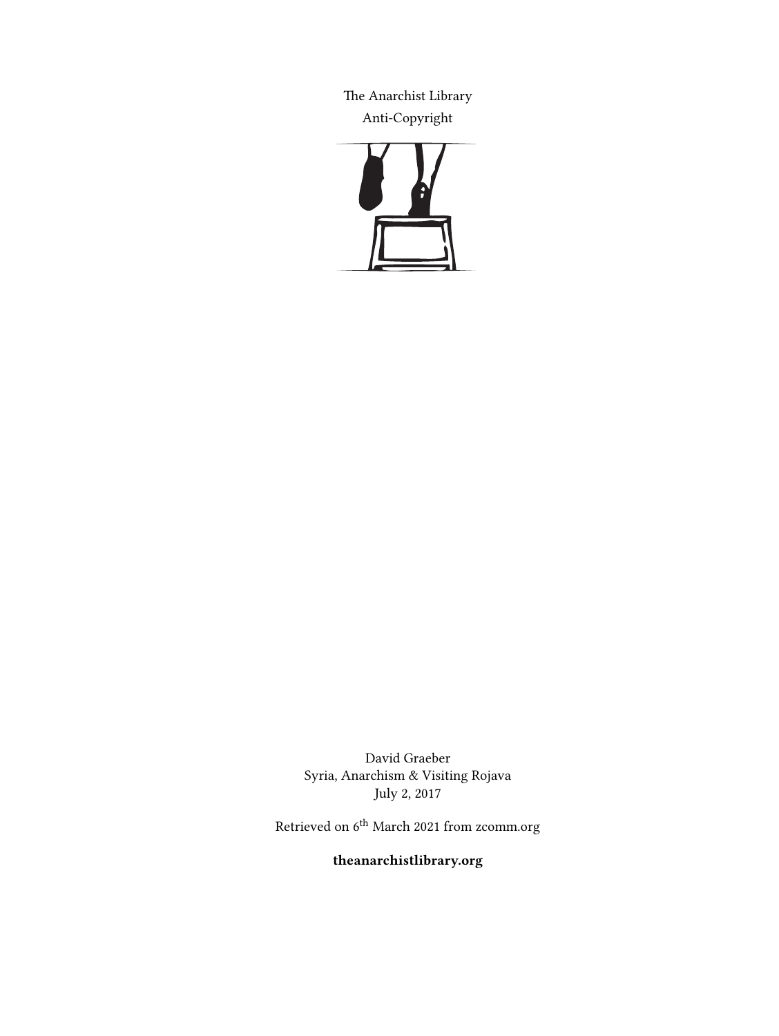The Anarchist Library
Anti-Copyright

David Graeber
Syria, Anarchism & Visiting Rojava
July 2, 2017

Retrieved on 6th March 2021 from zcomm.org

**theanarchistlibrary.org**